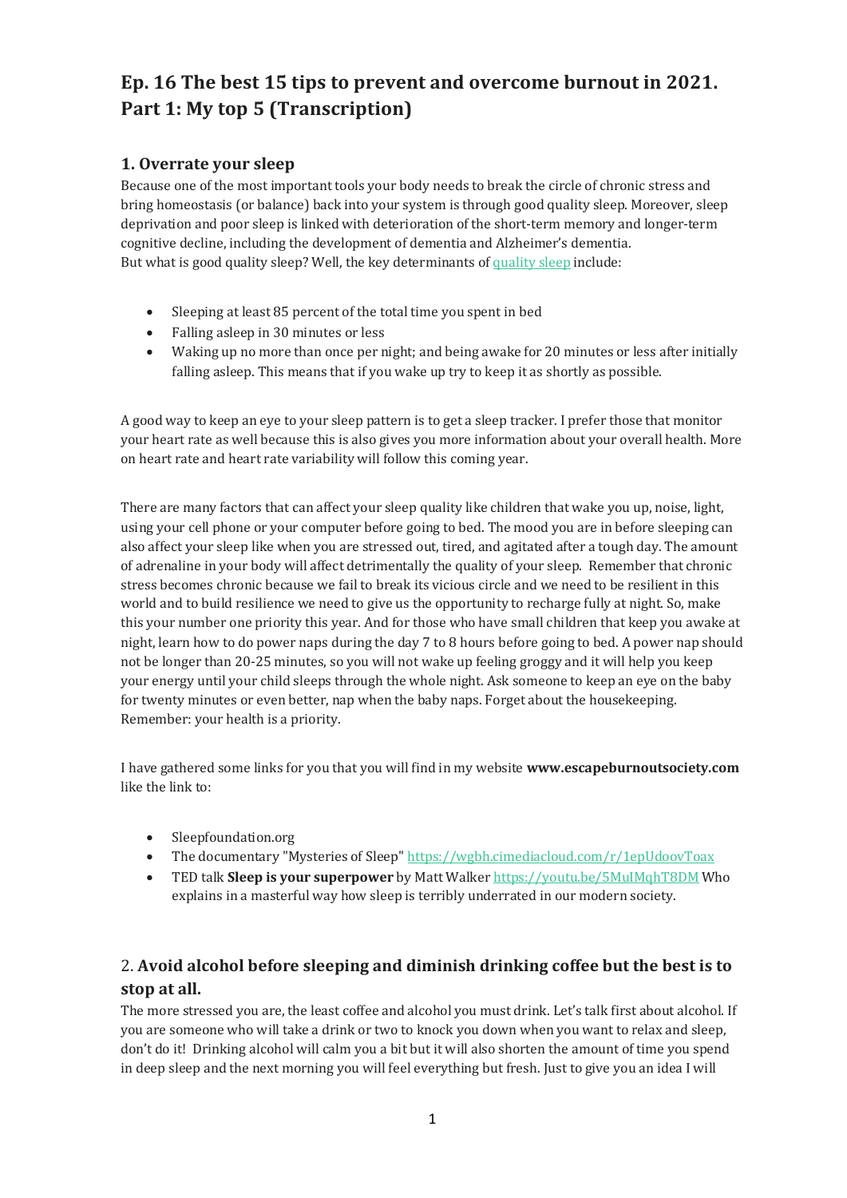# Ep. 16 The best 15 tips to prevent and overcome burnout in 2021. Part 1: My top 5 (Transcription)

## 1. Overrate your sleep

Because one of the most important tools your body needs to break the circle of chronic stress and bring homeostasis (or balance) back into your system is through good quality sleep. Moreover, sleep deprivation and poor sleep is linked with deterioration of the short-term memory and longer-term cognitive decline, including the development of dementia and Alzheimer's dementia.
But what is good quality sleep? Well, the key determinants of [quality sleep] include:

- Sleeping at least 85 percent of the total time you spent in bed
- Falling asleep in 30 minutes or less
- Waking up no more than once per night; and being awake for 20 minutes or less after initially falling asleep. This means that if you wake up try to keep it as shortly as possible.

A good way to keep an eye to your sleep pattern is to get a sleep tracker. I prefer those that monitor your heart rate as well because this is also gives you more information about your overall health. More on heart rate and heart rate variability will follow this coming year.

There are many factors that can affect your sleep quality like children that wake you up, noise, light, using your cell phone or your computer before going to bed. The mood you are in before sleeping can also affect your sleep like when you are stressed out, tired, and agitated after a tough day. The amount of adrenaline in your body will affect detrimentally the quality of your sleep. Remember that chronic stress becomes chronic because we fail to break its vicious circle and we need to be resilient in this world and to build resilience we need to give us the opportunity to recharge fully at night. So, make this your number one priority this year. And for those who have small children that keep you awake at night, learn how to do power naps during the day 7 to 8 hours before going to bed. A power nap should not be longer than 20-25 minutes, so you will not wake up feeling groggy and it will help you keep your energy until your child sleeps through the whole night. Ask someone to keep an eye on the baby for twenty minutes or even better, nap when the baby naps. Forget about the housekeeping. Remember: your health is a priority.

I have gathered some links for you that you will find in my website **www.escapeburnoutsociety.com** like the link to:

- Sleepfoundation.org
- The documentary "Mysteries of Sleep" https://wgbh.cimediacloud.com/r/1epUdoovToax
- TED talk **Sleep is your superpower** by Matt Walker https://youtu.be/5MuIMqhT8DM Who explains in a masterful way how sleep is terribly underrated in our modern society.

## 2. **Avoid alcohol before sleeping and diminish drinking coffee but the best is to stop at all.**

The more stressed you are, the least coffee and alcohol you must drink. Let's talk first about alcohol. If you are someone who will take a drink or two to knock you down when you want to relax and sleep, don't do it! Drinking alcohol will calm you a bit but it will also shorten the amount of time you spend in deep sleep and the next morning you will feel everything but fresh. Just to give you an idea I will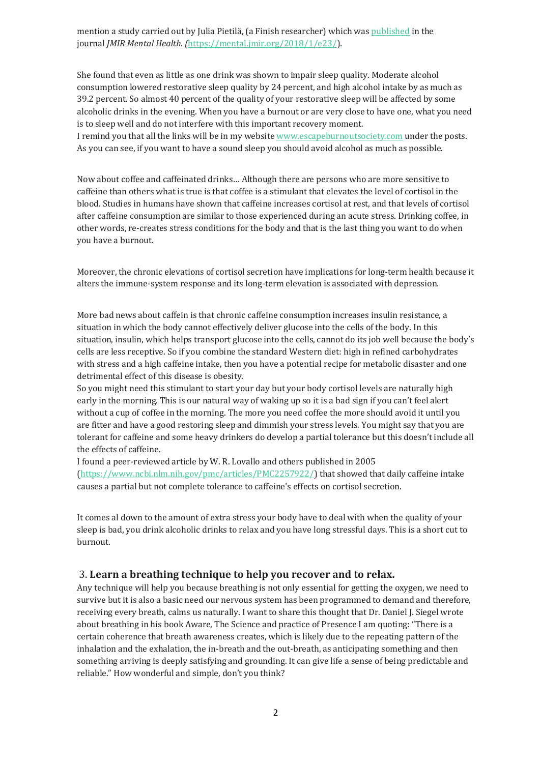mention a study carried out by Julia Pietilä, (a Finish researcher) which was [published](https://mental.jmir.org/2018/1/e23/) in the journal *JMIR Mental Health. (*[https://mental.jmir.org/2018/1/e23/](https://mental.jmir.org/2018/1/e23/)).

She found that even as little as one drink was shown to impair sleep quality. Moderate alcohol consumption lowered restorative sleep quality by 24 percent, and high alcohol intake by as much as 39.2 percent. So almost 40 percent of the quality of your restorative sleep will be affected by some alcoholic drinks in the evening. When you have a burnout or are very close to have one, what you need is to sleep well and do not interfere with this important recovery moment.
I remind you that all the links will be in my website [www.escapeburnoutsociety.com](http://www.escapeburnoutsociety.com) under the posts. As you can see, if you want to have a sound sleep you should avoid alcohol as much as possible.

Now about coffee and caffeinated drinks… Although there are persons who are more sensitive to caffeine than others what is true is that coffee is a stimulant that elevates the level of cortisol in the blood. Studies in humans have shown that caffeine increases cortisol at rest, and that levels of cortisol after caffeine consumption are similar to those experienced during an acute stress. Drinking coffee, in other words, re-creates stress conditions for the body and that is the last thing you want to do when you have a burnout.

Moreover, the chronic elevations of cortisol secretion have implications for long-term health because it alters the immune-system response and its long-term elevation is associated with depression.

More bad news about caffein is that chronic caffeine consumption increases insulin resistance, a situation in which the body cannot effectively deliver glucose into the cells of the body. In this situation, insulin, which helps transport glucose into the cells, cannot do its job well because the body's cells are less receptive. So if you combine the standard Western diet: high in refined carbohydrates with stress and a high caffeine intake, then you have a potential recipe for metabolic disaster and one detrimental effect of this disease is obesity.
So you might need this stimulant to start your day but your body cortisol levels are naturally high early in the morning. This is our natural way of waking up so it is a bad sign if you can't feel alert without a cup of coffee in the morning. The more you need coffee the more should avoid it until you are fitter and have a good restoring sleep and dimmish your stress levels. You might say that you are tolerant for caffeine and some heavy drinkers do develop a partial tolerance but this doesn't include all the effects of caffeine.
I found a peer-reviewed article by W. R. Lovallo and others published in 2005 ([https://www.ncbi.nlm.nih.gov/pmc/articles/PMC2257922/](https://www.ncbi.nlm.nih.gov/pmc/articles/PMC2257922/)) that showed that daily caffeine intake causes a partial but not complete tolerance to caffeine's effects on cortisol secretion.

It comes al down to the amount of extra stress your body have to deal with when the quality of your sleep is bad, you drink alcoholic drinks to relax and you have long stressful days. This is a short cut to burnout.

### 3. **Learn a breathing technique to help you recover and to relax.**

Any technique will help you because breathing is not only essential for getting the oxygen, we need to survive but it is also a basic need our nervous system has been programmed to demand and therefore, receiving every breath, calms us naturally. I want to share this thought that Dr. Daniel J. Siegel wrote about breathing in his book Aware, The Science and practice of Presence I am quoting: "There is a certain coherence that breath awareness creates, which is likely due to the repeating pattern of the inhalation and the exhalation, the in-breath and the out-breath, as anticipating something and then something arriving is deeply satisfying and grounding. It can give life a sense of being predictable and reliable." How wonderful and simple, don't you think?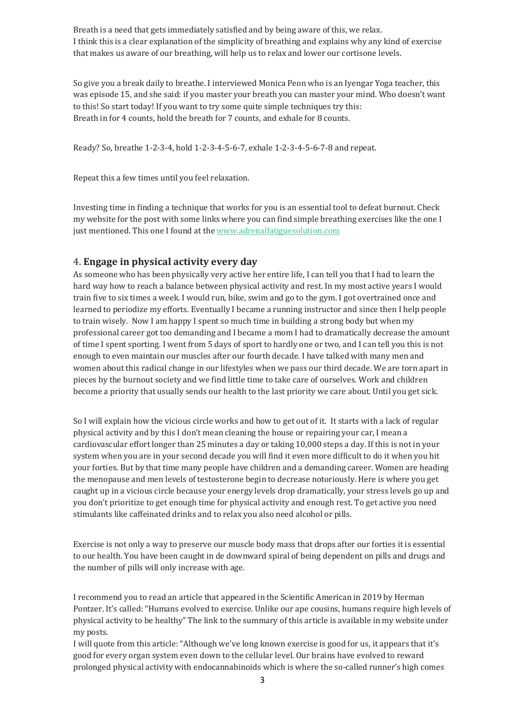Breath is a need that gets immediately satisfied and by being aware of this, we relax. I think this is a clear explanation of the simplicity of breathing and explains why any kind of exercise that makes us aware of our breathing, will help us to relax and lower our cortisone levels.

So give you a break daily to breathe. I interviewed Monica Peon who is an Iyengar Yoga teacher, this was episode 15, and she said: if you master your breath you can master your mind. Who doesn't want to this! So start today! If you want to try some quite simple techniques try this: Breath in for 4 counts, hold the breath for 7 counts, and exhale for 8 counts.

Ready? So, breathe 1-2-3-4, hold 1-2-3-4-5-6-7, exhale 1-2-3-4-5-6-7-8 and repeat.

Repeat this a few times until you feel relaxation.

Investing time in finding a technique that works for you is an essential tool to defeat burnout. Check my website for the post with some links where you can find simple breathing exercises like the one I just mentioned. This one I found at the [www.adrenalfatiguesolution.com](www.adrenalfatiguesolution.com)

## 4. **Engage in physical activity every day**

As someone who has been physically very active her entire life, I can tell you that I had to learn the hard way how to reach a balance between physical activity and rest. In my most active years I would train five to six times a week. I would run, bike, swim and go to the gym. I got overtrained once and learned to periodize my efforts. Eventually I became a running instructor and since then I help people to train wisely. Now I am happy I spent so much time in building a strong body but when my professional career got too demanding and I became a mom I had to dramatically decrease the amount of time I spent sporting. I went from 5 days of sport to hardly one or two, and I can tell you this is not enough to even maintain our muscles after our fourth decade. I have talked with many men and women about this radical change in our lifestyles when we pass our third decade. We are torn apart in pieces by the burnout society and we find little time to take care of ourselves. Work and children become a priority that usually sends our health to the last priority we care about. Until you get sick.

So I will explain how the vicious circle works and how to get out of it. It starts with a lack of regular physical activity and by this I don't mean cleaning the house or repairing your car, I mean a cardiovascular effort longer than 25 minutes a day or taking 10,000 steps a day. If this is not in your system when you are in your second decade you will find it even more difficult to do it when you hit your forties. But by that time many people have children and a demanding career. Women are heading the menopause and men levels of testosterone begin to decrease notoriously. Here is where you get caught up in a vicious circle because your energy levels drop dramatically, your stress levels go up and you don't prioritize to get enough time for physical activity and enough rest. To get active you need stimulants like caffeinated drinks and to relax you also need alcohol or pills.

Exercise is not only a way to preserve our muscle body mass that drops after our forties it is essential to our health. You have been caught in de downward spiral of being dependent on pills and drugs and the number of pills will only increase with age.

I recommend you to read an article that appeared in the Scientific American in 2019 by Herman Pontzer. It's called: "Humans evolved to exercise. Unlike our ape cousins, humans require high levels of physical activity to be healthy" The link to the summary of this article is available in my website under my posts.

I will quote from this article: "Although we've long known exercise is good for us, it appears that it's good for every organ system even down to the cellular level. Our brains have evolved to reward prolonged physical activity with endocannabinoids which is where the so-called runner's high comes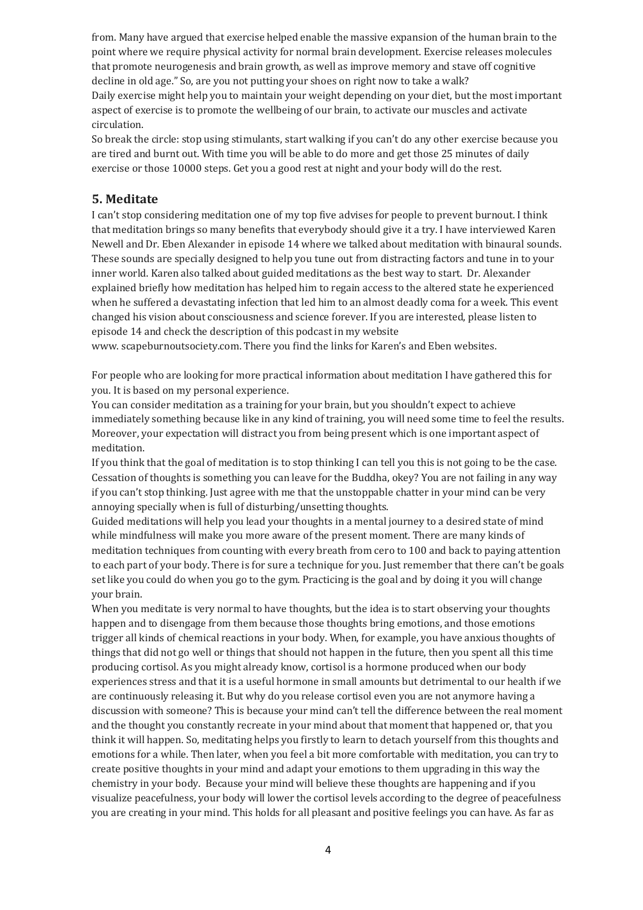from. Many have argued that exercise helped enable the massive expansion of the human brain to the point where we require physical activity for normal brain development. Exercise releases molecules that promote neurogenesis and brain growth, as well as improve memory and stave off cognitive decline in old age." So, are you not putting your shoes on right now to take a walk?

Daily exercise might help you to maintain your weight depending on your diet, but the most important aspect of exercise is to promote the wellbeing of our brain, to activate our muscles and activate circulation.

So break the circle: stop using stimulants, start walking if you can't do any other exercise because you are tired and burnt out. With time you will be able to do more and get those 25 minutes of daily exercise or those 10000 steps. Get you a good rest at night and your body will do the rest.

## 5. Meditate

I can't stop considering meditation one of my top five advises for people to prevent burnout. I think that meditation brings so many benefits that everybody should give it a try. I have interviewed Karen Newell and Dr. Eben Alexander in episode 14 where we talked about meditation with binaural sounds. These sounds are specially designed to help you tune out from distracting factors and tune in to your inner world. Karen also talked about guided meditations as the best way to start. Dr. Alexander explained briefly how meditation has helped him to regain access to the altered state he experienced when he suffered a devastating infection that led him to an almost deadly coma for a week. This event changed his vision about consciousness and science forever. If you are interested, please listen to episode 14 and check the description of this podcast in my website www. scapeburnoutsociety.com. There you find the links for Karen's and Eben websites.

For people who are looking for more practical information about meditation I have gathered this for you. It is based on my personal experience.

You can consider meditation as a training for your brain, but you shouldn't expect to achieve immediately something because like in any kind of training, you will need some time to feel the results. Moreover, your expectation will distract you from being present which is one important aspect of meditation.

If you think that the goal of meditation is to stop thinking I can tell you this is not going to be the case. Cessation of thoughts is something you can leave for the Buddha, okey? You are not failing in any way if you can't stop thinking. Just agree with me that the unstoppable chatter in your mind can be very annoying specially when is full of disturbing/unsetting thoughts.

Guided meditations will help you lead your thoughts in a mental journey to a desired state of mind while mindfulness will make you more aware of the present moment. There are many kinds of meditation techniques from counting with every breath from cero to 100 and back to paying attention to each part of your body. There is for sure a technique for you. Just remember that there can't be goals set like you could do when you go to the gym. Practicing is the goal and by doing it you will change your brain.

When you meditate is very normal to have thoughts, but the idea is to start observing your thoughts happen and to disengage from them because those thoughts bring emotions, and those emotions trigger all kinds of chemical reactions in your body. When, for example, you have anxious thoughts of things that did not go well or things that should not happen in the future, then you spent all this time producing cortisol. As you might already know, cortisol is a hormone produced when our body experiences stress and that it is a useful hormone in small amounts but detrimental to our health if we are continuously releasing it. But why do you release cortisol even you are not anymore having a discussion with someone? This is because your mind can't tell the difference between the real moment and the thought you constantly recreate in your mind about that moment that happened or, that you think it will happen. So, meditating helps you firstly to learn to detach yourself from this thoughts and emotions for a while. Then later, when you feel a bit more comfortable with meditation, you can try to create positive thoughts in your mind and adapt your emotions to them upgrading in this way the chemistry in your body. Because your mind will believe these thoughts are happening and if you visualize peacefulness, your body will lower the cortisol levels according to the degree of peacefulness you are creating in your mind. This holds for all pleasant and positive feelings you can have. As far as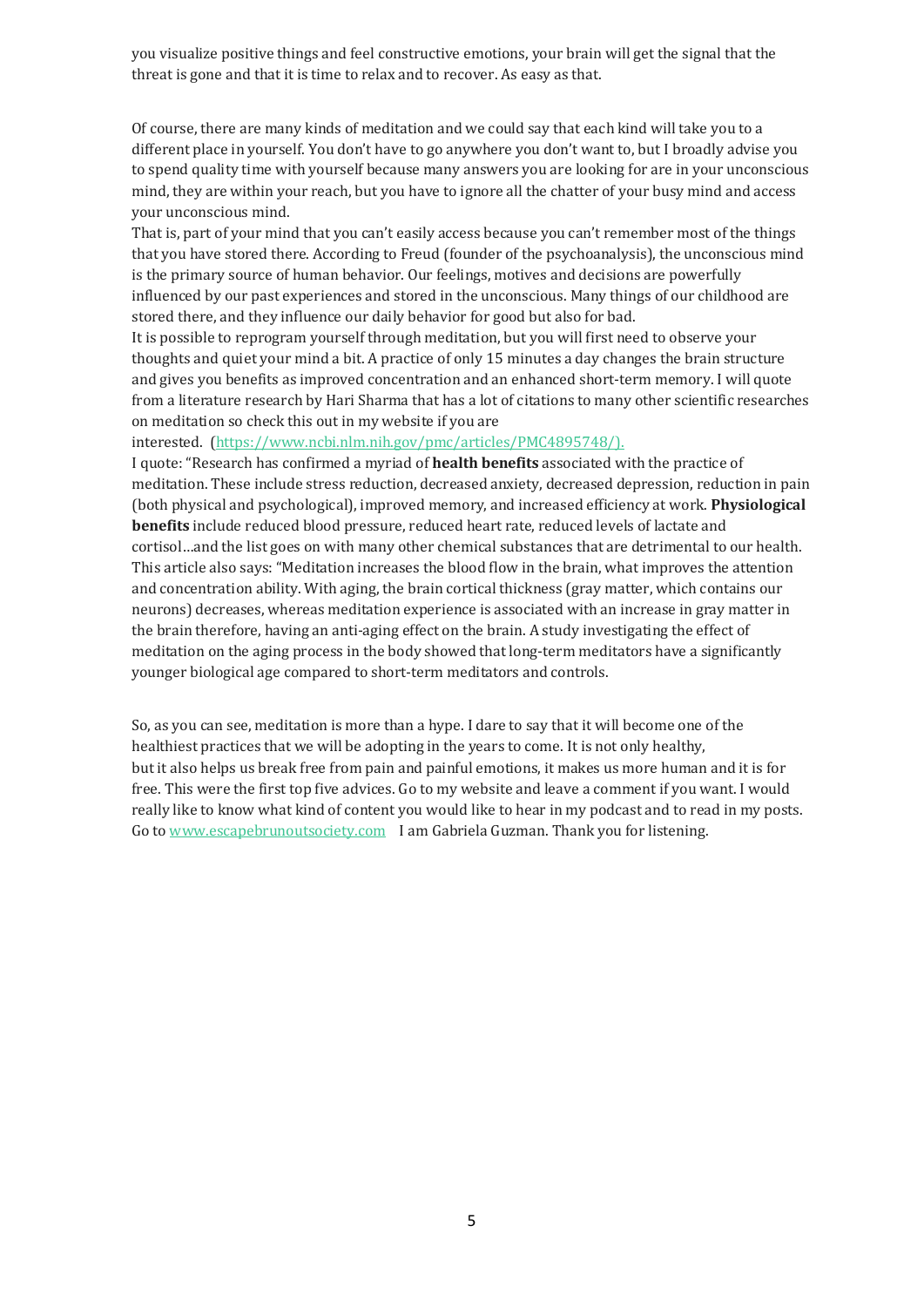you visualize positive things and feel constructive emotions, your brain will get the signal that the threat is gone and that it is time to relax and to recover. As easy as that.

Of course, there are many kinds of meditation and we could say that each kind will take you to a different place in yourself. You don't have to go anywhere you don't want to, but I broadly advise you to spend quality time with yourself because many answers you are looking for are in your unconscious mind, they are within your reach, but you have to ignore all the chatter of your busy mind and access your unconscious mind.

That is, part of your mind that you can't easily access because you can't remember most of the things that you have stored there. According to Freud (founder of the psychoanalysis), the unconscious mind is the primary source of human behavior. Our feelings, motives and decisions are powerfully influenced by our past experiences and stored in the unconscious. Many things of our childhood are stored there, and they influence our daily behavior for good but also for bad.

It is possible to reprogram yourself through meditation, but you will first need to observe your thoughts and quiet your mind a bit. A practice of only 15 minutes a day changes the brain structure and gives you benefits as improved concentration and an enhanced short-term memory. I will quote from a literature research by Hari Sharma that has a lot of citations to many other scientific researches on meditation so check this out in my website if you are interested. ([https://www.ncbi.nlm.nih.gov/pmc/articles/PMC4895748/).](https://www.ncbi.nlm.nih.gov/pmc/articles/PMC4895748/)

I quote: "Research has confirmed a myriad of **health benefits** associated with the practice of meditation. These include stress reduction, decreased anxiety, decreased depression, reduction in pain (both physical and psychological), improved memory, and increased efficiency at work. **Physiological benefits** include reduced blood pressure, reduced heart rate, reduced levels of lactate and cortisol…and the list goes on with many other chemical substances that are detrimental to our health. This article also says: "Meditation increases the blood flow in the brain, what improves the attention and concentration ability. With aging, the brain cortical thickness (gray matter, which contains our neurons) decreases, whereas meditation experience is associated with an increase in gray matter in the brain therefore, having an anti-aging effect on the brain. A study investigating the effect of meditation on the aging process in the body showed that long-term meditators have a significantly younger biological age compared to short-term meditators and controls.

So, as you can see, meditation is more than a hype. I dare to say that it will become one of the healthiest practices that we will be adopting in the years to come. It is not only healthy, but it also helps us break free from pain and painful emotions, it makes us more human and it is for free. This were the first top five advices. Go to my website and leave a comment if you want. I would really like to know what kind of content you would like to hear in my podcast and to read in my posts. Go to [www.escapebrunoutsociety.com](http://www.escapebrunoutsociety.com) I am Gabriela Guzman. Thank you for listening.